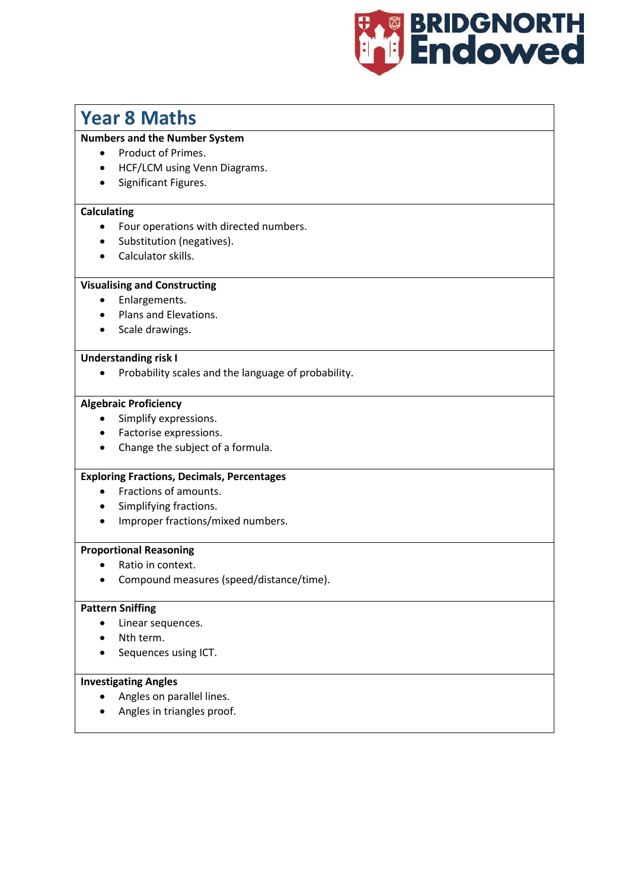# Year 8 Maths

**Numbers and the Number System**

- Product of Primes.
- HCF/LCM using Venn Diagrams.
- Significant Figures.

**Calculating**

- Four operations with directed numbers.
- Substitution (negatives).
- Calculator skills.

**Visualising and Constructing**

- Enlargements.
- Plans and Elevations.
- Scale drawings.

**Understanding risk I**

- Probability scales and the language of probability.

**Algebraic Proficiency**

- Simplify expressions.
- Factorise expressions.
- Change the subject of a formula.

**Exploring Fractions, Decimals, Percentages**

- Fractions of amounts.
- Simplifying fractions.
- Improper fractions/mixed numbers.

**Proportional Reasoning**

- Ratio in context.
- Compound measures (speed/distance/time).

**Pattern Sniffing**

- Linear sequences.
- Nth term.
- Sequences using ICT.

**Investigating Angles**

- Angles on parallel lines.
- Angles in triangles proof.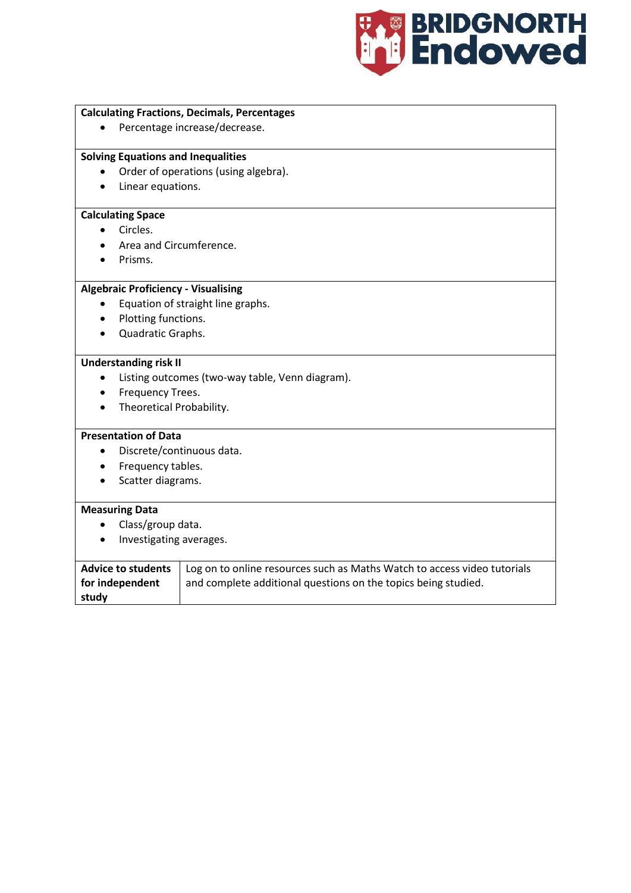**Calculating Fractions, Decimals, Percentages**

- Percentage increase/decrease.

**Solving Equations and Inequalities**

- Order of operations (using algebra).
- Linear equations.

**Calculating Space**

- Circles.
- Area and Circumference.
- Prisms.

**Algebraic Proficiency - Visualising**

- Equation of straight line graphs.
- Plotting functions.
- Quadratic Graphs.

**Understanding risk II**

- Listing outcomes (two-way table, Venn diagram).
- Frequency Trees.
- Theoretical Probability.

**Presentation of Data**

- Discrete/continuous data.
- Frequency tables.
- Scatter diagrams.

**Measuring Data**

- Class/group data.
- Investigating averages.

| | |
|---|---|
| **Advice to students for independent study** | Log on to online resources such as Maths Watch to access video tutorials and complete additional questions on the topics being studied. |